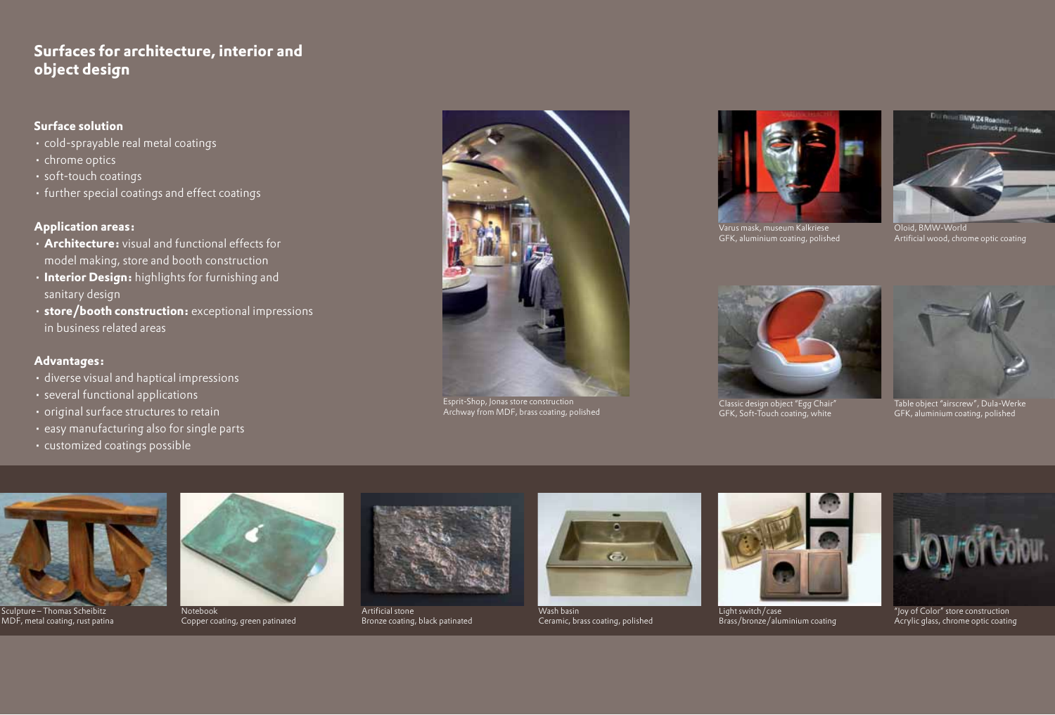# Surfaces for architecture, interior and object design

### Surface solution

- cold-sprayable real metal coatings
- chrome optics
- soft-touch coatings
- further special coatings and effect coatings

### Application areas:

- **Architecture:** visual and functional effects for model making, store and booth construction
- **Interior Design:** highlights for furnishing and sanitary design
- **store/booth construction:** exceptional impressions in business related areas

### Advantages:

- diverse visual and haptical impressions
- several functional applications
- original surface structures to retain
- easy manufacturing also for single parts
- customized coatings possible

Esprit-Shop, Jonas store construction
Archway from MDF, brass coating, polished

Varus mask, museum Kalkriese
GFK, aluminium coating, polished

Oloid, BMW-World
Artificial wood, chrome optic coating

Classic design object "Egg Chair"
GFK, Soft-Touch coating, white

Table object "airscrew", Dula-Werke
GFK, aluminium coating, polished

Sculpture – Thomas Scheibitz
MDF, metal coating, rust patina

Notebook
Copper coating, green patinated

Artificial stone
Bronze coating, black patinated

Wash basin
Ceramic, brass coating, polished

Light switch/case
Brass/bronze/aluminium coating

"Joy of Color" store construction
Acrylic glass, chrome optic coating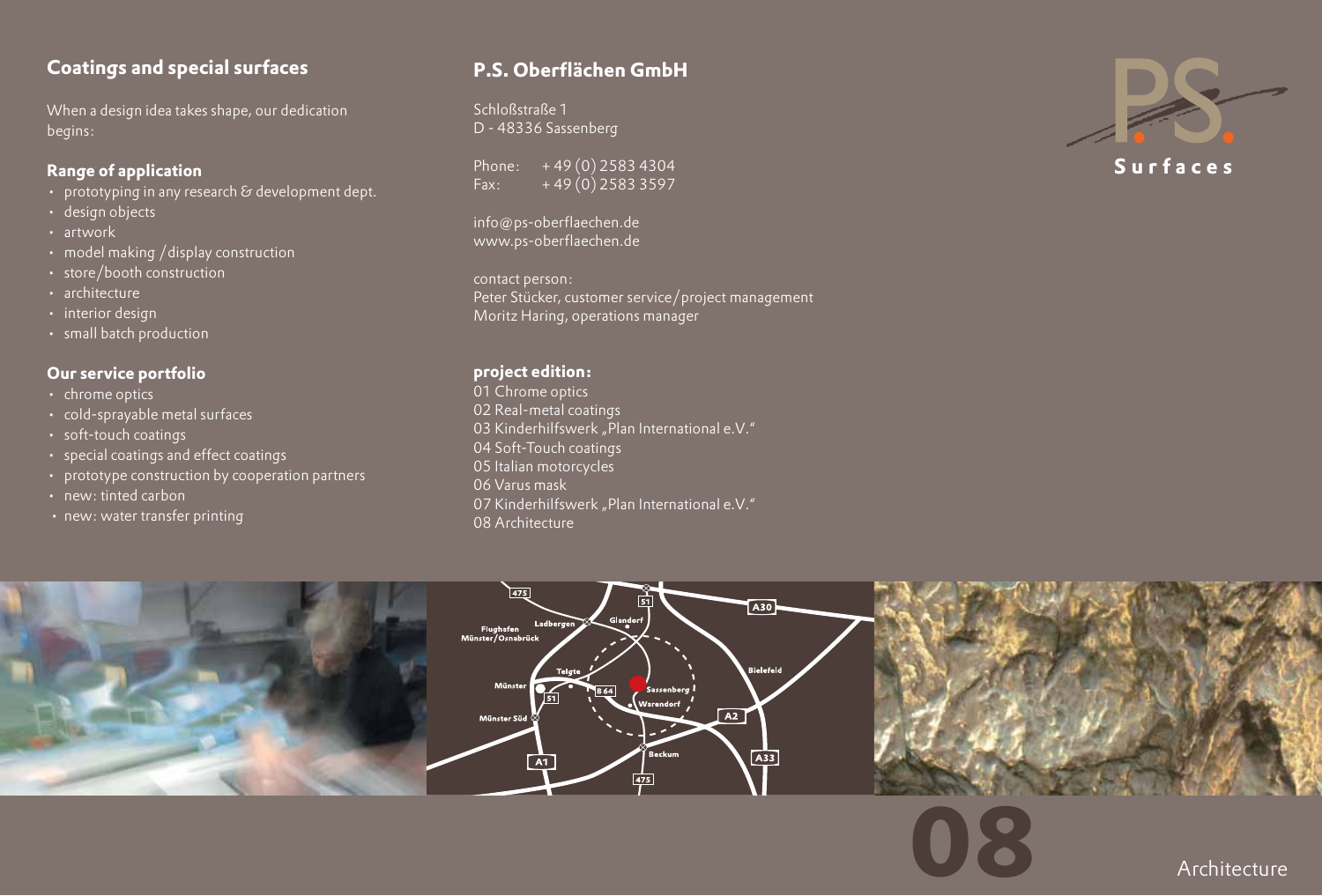## Coatings and special surfaces

When a design idea takes shape, our dedication begins:

### Range of application

- prototyping in any research & development dept.
- design objects
- artwork
- model making / display construction
- store/booth construction
- architecture
- interior design
- small batch production

### Our service portfolio

- chrome optics
- cold-sprayable metal surfaces
- soft-touch coatings
- special coatings and effect coatings
- prototype construction by cooperation partners
- new: tinted carbon
- new: water transfer printing

## P.S. Oberflächen GmbH

Schloßstraße 1
D - 48336 Sassenberg

Phone: + 49 (0) 2583 4304
Fax: + 49 (0) 2583 3597

info@ps-oberflaechen.de
www.ps-oberflaechen.de

contact person:
Peter Stücker, customer service/project management
Moritz Haring, operations manager

**project edition:**
01 Chrome optics
02 Real-metal coatings
03 Kinderhilfswerk „Plan International e.V."
04 Soft-Touch coatings
05 Italian motorcycles
06 Varus mask
07 Kinderhilfswerk „Plan International e.V."
08 Architecture

P.S. Surfaces

475
51
A30
Glandorf
Ladbergen
Flughafen Münster/Osnabrück
Telgte
Münster
B 64
Sassenberg
Warendorf
51
Bielefeld
Münster Süd
A2
Beckum
A1
A33
475

08

Architecture